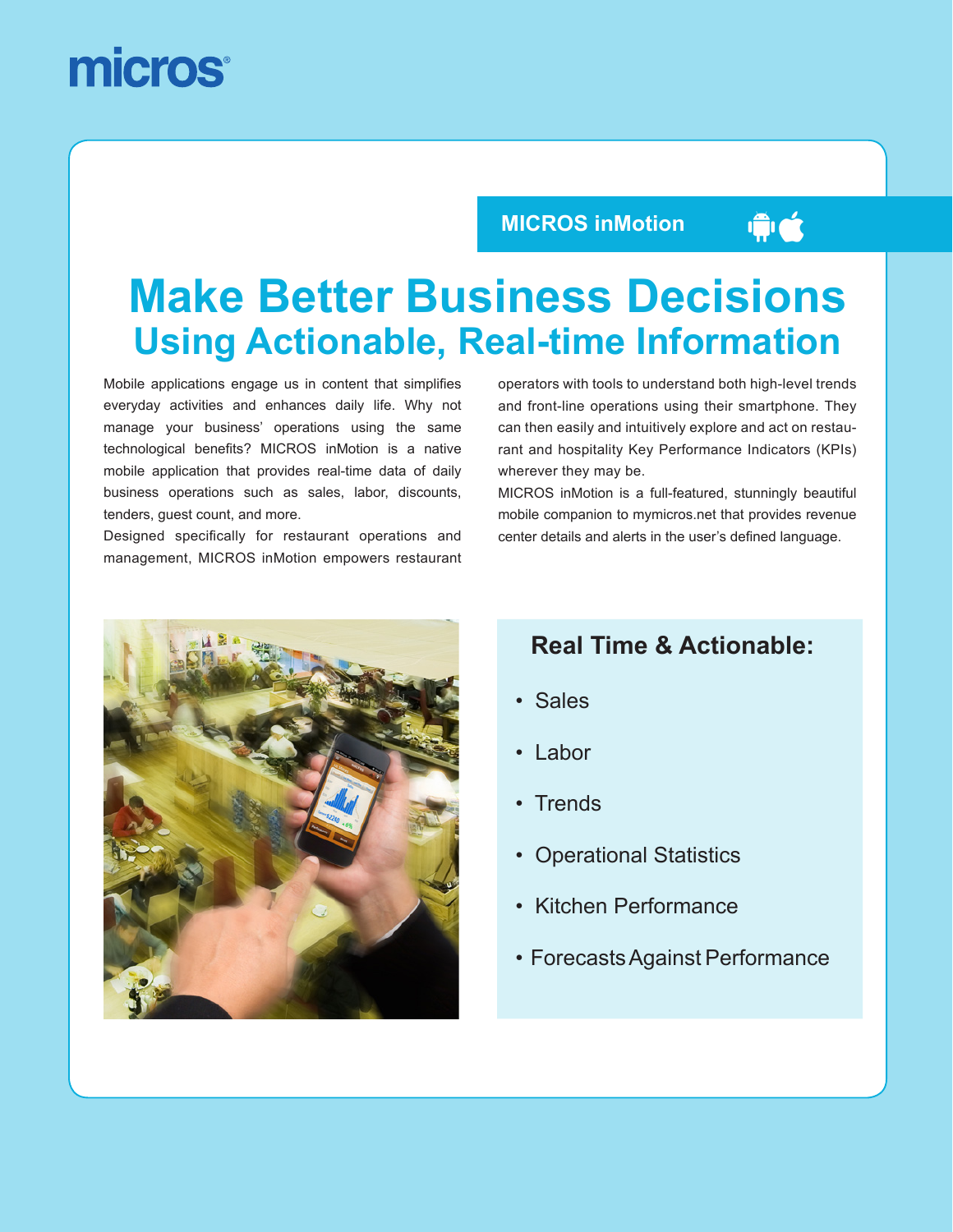micros®

MICROS inMotion

# Make Better Business Decisions
## Using Actionable, Real-time Information

Mobile applications engage us in content that simplifies everyday activities and enhances daily life. Why not manage your business' operations using the same technological benefits? MICROS inMotion is a native mobile application that provides real-time data of daily business operations such as sales, labor, discounts, tenders, guest count, and more.

Designed specifically for restaurant operations and management, MICROS inMotion empowers restaurant operators with tools to understand both high-level trends and front-line operations using their smartphone. They can then easily and intuitively explore and act on restaurant and hospitality Key Performance Indicators (KPIs) wherever they may be.

MICROS inMotion is a full-featured, stunningly beautiful mobile companion to mymicros.net that provides revenue center details and alerts in the user's defined language.

### Real Time & Actionable:

- Sales
- Labor
- Trends
- Operational Statistics
- Kitchen Performance
- Forecasts Against Performance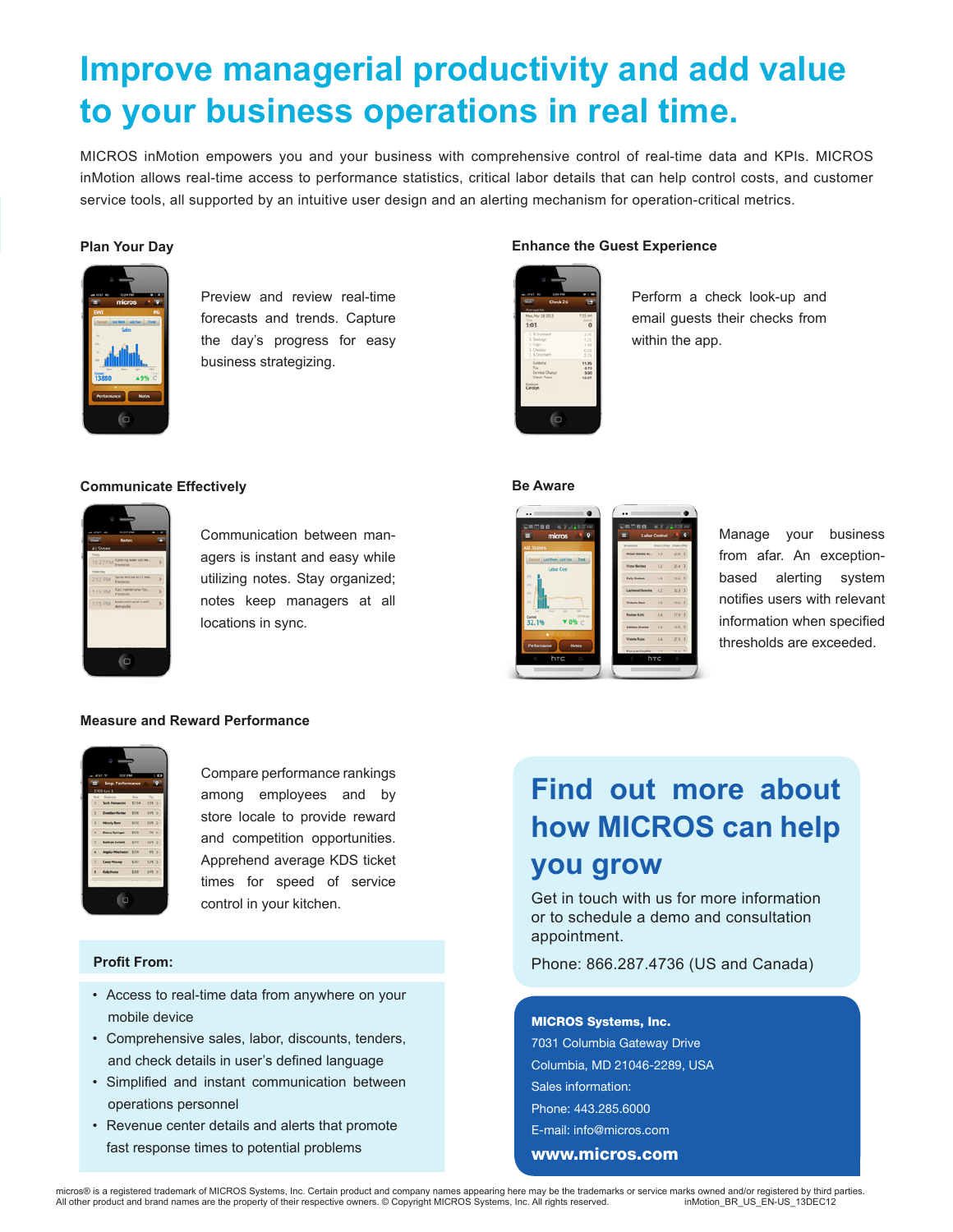# Improve managerial productivity and add value to your business operations in real time.

MICROS inMotion empowers you and your business with comprehensive control of real-time data and KPIs. MICROS inMotion allows real-time access to performance statistics, critical labor details that can help control costs, and customer service tools, all supported by an intuitive user design and an alerting mechanism for operation-critical metrics.

### Plan Your Day

Preview and review real-time forecasts and trends. Capture the day's progress for easy business strategizing.

### Enhance the Guest Experience

Perform a check look-up and email guests their checks from within the app.

### Communicate Effectively

Communication between managers is instant and easy while utilizing notes. Stay organized; notes keep managers at all locations in sync.

### Be Aware

Manage your business from afar. An exception-based alerting system notifies users with relevant information when specified thresholds are exceeded.

### Measure and Reward Performance

Compare performance rankings among employees and by store locale to provide reward and competition opportunities. Apprehend average KDS ticket times for speed of service control in your kitchen.

**Profit From:**

- Access to real-time data from anywhere on your mobile device
- Comprehensive sales, labor, discounts, tenders, and check details in user's defined language
- Simplified and instant communication between operations personnel
- Revenue center details and alerts that promote fast response times to potential problems

## Find out more about how MICROS can help you grow

Get in touch with us for more information or to schedule a demo and consultation appointment.

Phone: 866.287.4736 (US and Canada)

**MICROS Systems, Inc.**
7031 Columbia Gateway Drive
Columbia, MD 21046-2289, USA
Sales information:
Phone: 443.285.6000
E-mail: info@micros.com
**www.micros.com**

micros® is a registered trademark of MICROS Systems, Inc. Certain product and company names appearing here may be the trademarks or service marks owned and/or registered by third parties. All other product and brand names are the property of their respective owners. © Copyright MICROS Systems, Inc. All rights reserved. inMotion_BR_US_EN-US_13DEC12